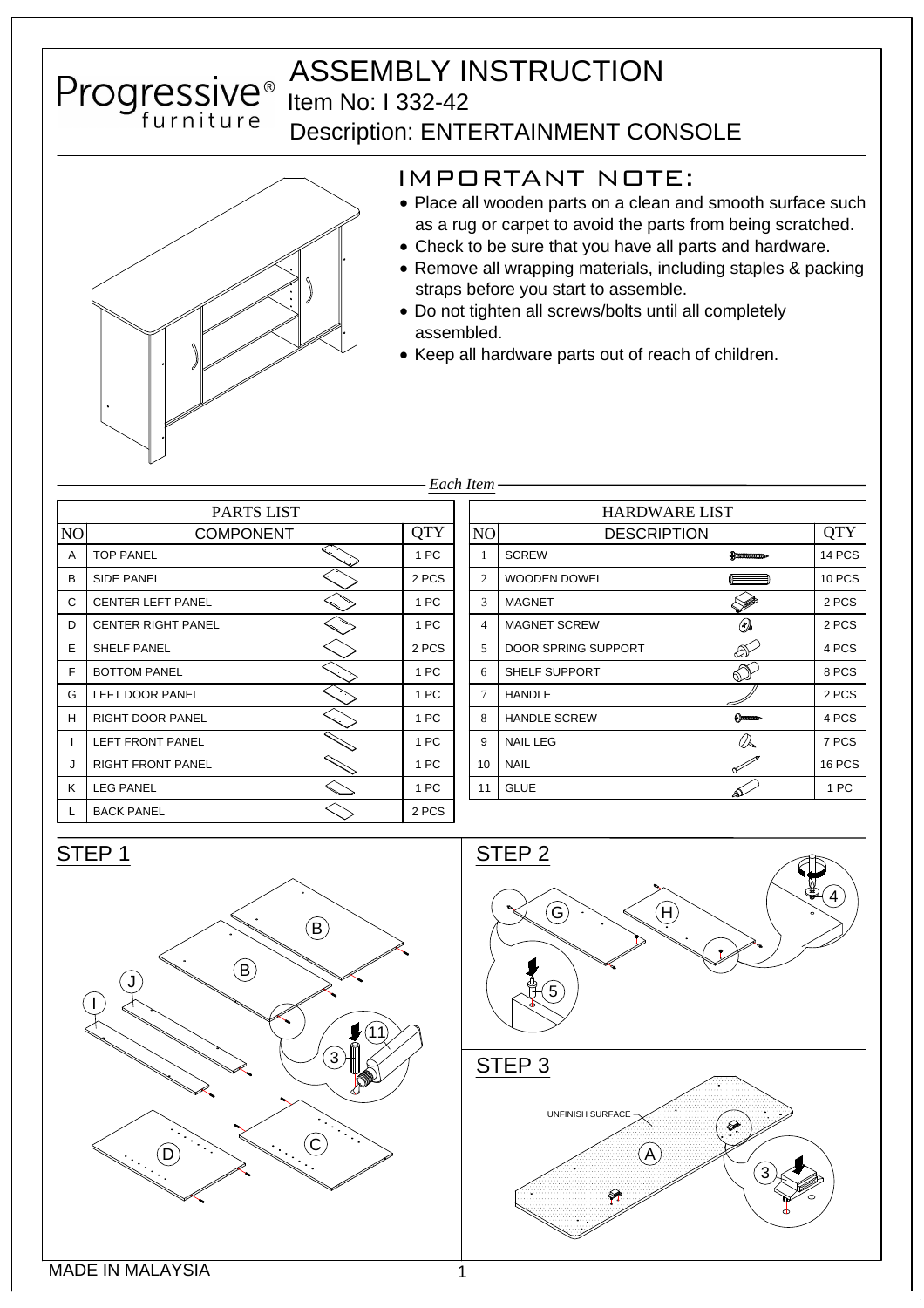# ASSEMBLY INSTRUCTION

Progressive® furniture

Item No: I 332-42

Description: ENTERTAINMENT CONSOLE

## IMPORTANT NOTE:

- Place all wooden parts on a clean and smooth surface such as a rug or carpet to avoid the parts from being scratched.
- Check to be sure that you have all parts and hardware.
- Remove all wrapping materials, including staples & packing straps before you start to assemble.
- Do not tighten all screws/bolts until all completely assembled.
- Keep all hardware parts out of reach of children.

*Each Item*

| PARTS LIST | | |
|---|---|---|
| NO | COMPONENT | QTY |
| A | TOP PANEL | 1 PC |
| B | SIDE PANEL | 2 PCS |
| C | CENTER LEFT PANEL | 1 PC |
| D | CENTER RIGHT PANEL | 1 PC |
| E | SHELF PANEL | 2 PCS |
| F | BOTTOM PANEL | 1 PC |
| G | LEFT DOOR PANEL | 1 PC |
| H | RIGHT DOOR PANEL | 1 PC |
| I | LEFT FRONT PANEL | 1 PC |
| J | RIGHT FRONT PANEL | 1 PC |
| K | LEG PANEL | 1 PC |
| L | BACK PANEL | 2 PCS |

| HARDWARE LIST | | |
|---|---|---|
| NO | DESCRIPTION | QTY |
| 1 | SCREW | 14 PCS |
| 2 | WOODEN DOWEL | 10 PCS |
| 3 | MAGNET | 2 PCS |
| 4 | MAGNET SCREW | 2 PCS |
| 5 | DOOR SPRING SUPPORT | 4 PCS |
| 6 | SHELF SUPPORT | 8 PCS |
| 7 | HANDLE | 2 PCS |
| 8 | HANDLE SCREW | 4 PCS |
| 9 | NAIL LEG | 7 PCS |
| 10 | NAIL | 16 PCS |
| 11 | GLUE | 1 PC |

## STEP 1

B, B, J, I, D, C, 3, 11

## STEP 2

G, H, 4, 5

## STEP 3

UNFINISH SURFACE

A, 3

MADE IN MALAYSIA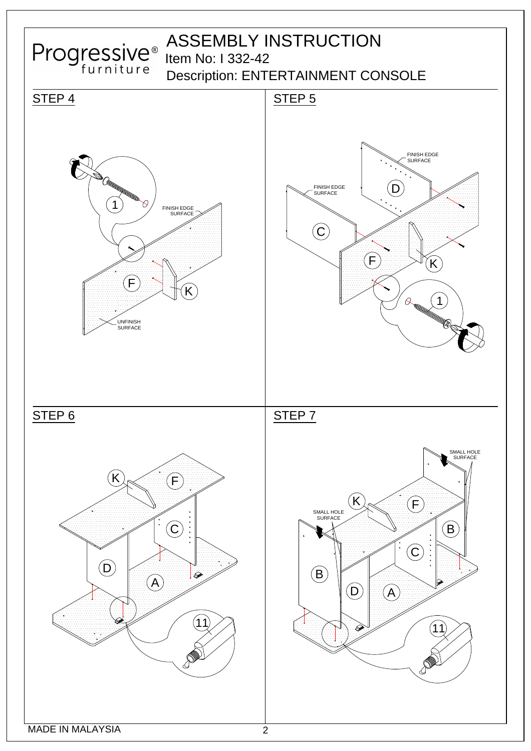# ASSEMBLY INSTRUCTION

Progressive® furniture

Item No: I 332-42

Description: ENTERTAINMENT CONSOLE

## STEP 4

1

FINISH EDGE SURFACE

F

K

UNFINISH SURFACE

## STEP 5

FINISH EDGE SURFACE

D

FINISH EDGE SURFACE

C

F

K

1

## STEP 6

K

F

C

D

A

11

## STEP 7

SMALL HOLE SURFACE

K

F

SMALL HOLE SURFACE

B

C

B

D

A

11

MADE IN MALAYSIA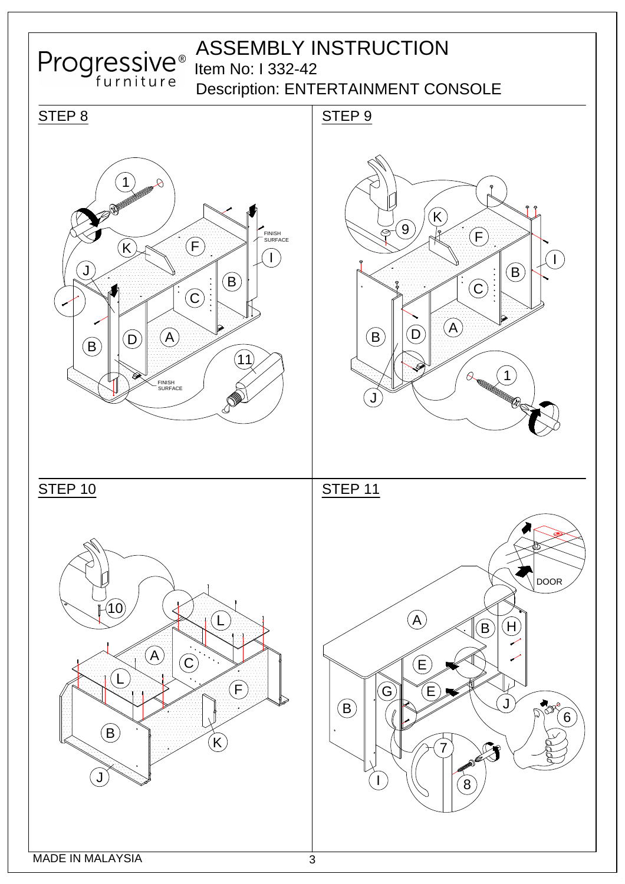Progressive® furniture

# ASSEMBLY INSTRUCTION

Item No: I 332-42

Description: ENTERTAINMENT CONSOLE

## STEP 8

1

K

F

FINISH SURFACE

I

J

B

C

B

D

A

11

FINISH SURFACE

## STEP 9

K

9

F

I

B

C

B

D

A

1

J

## STEP 10

10

L

A

C

L

F

B

K

J

## STEP 11

DOOR

A

B

H

E

G

E

B

J

6

7

I

8

MADE IN MALAYSIA